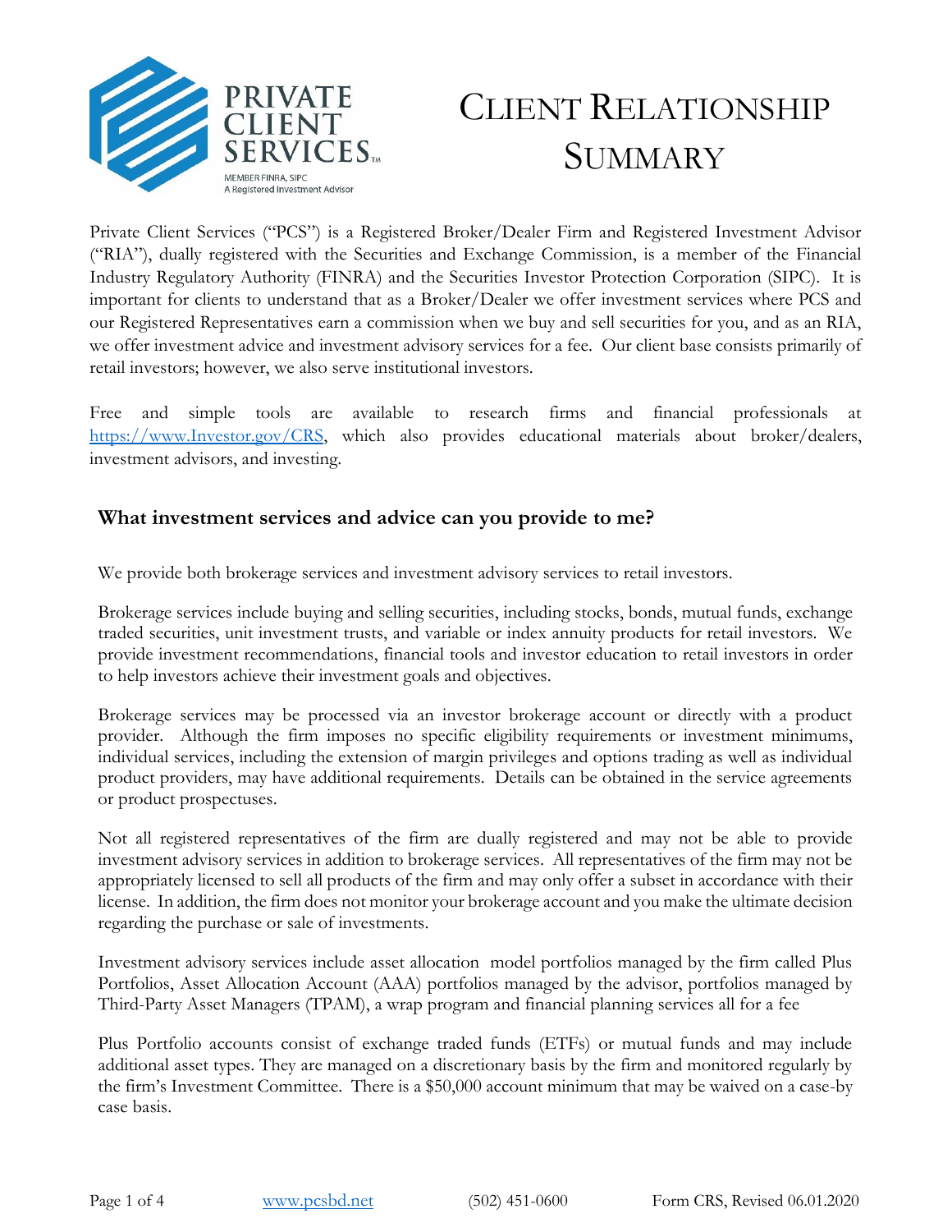PRIVATE CLIENT SERVICES™

MEMBER FINRA, SIPC
A Registered Investment Advisor

# Client Relationship Summary

Private Client Services ("PCS") is a Registered Broker/Dealer Firm and Registered Investment Advisor ("RIA"), dually registered with the Securities and Exchange Commission, is a member of the Financial Industry Regulatory Authority (FINRA) and the Securities Investor Protection Corporation (SIPC). It is important for clients to understand that as a Broker/Dealer we offer investment services where PCS and our Registered Representatives earn a commission when we buy and sell securities for you, and as an RIA, we offer investment advice and investment advisory services for a fee. Our client base consists primarily of retail investors; however, we also serve institutional investors.

Free and simple tools are available to research firms and financial professionals at [https://www.Investor.gov/CRS](https://www.Investor.gov/CRS), which also provides educational materials about broker/dealers, investment advisors, and investing.

## What investment services and advice can you provide to me?

We provide both brokerage services and investment advisory services to retail investors.

Brokerage services include buying and selling securities, including stocks, bonds, mutual funds, exchange traded securities, unit investment trusts, and variable or index annuity products for retail investors. We provide investment recommendations, financial tools and investor education to retail investors in order to help investors achieve their investment goals and objectives.

Brokerage services may be processed via an investor brokerage account or directly with a product provider. Although the firm imposes no specific eligibility requirements or investment minimums, individual services, including the extension of margin privileges and options trading as well as individual product providers, may have additional requirements. Details can be obtained in the service agreements or product prospectuses.

Not all registered representatives of the firm are dually registered and may not be able to provide investment advisory services in addition to brokerage services. All representatives of the firm may not be appropriately licensed to sell all products of the firm and may only offer a subset in accordance with their license. In addition, the firm does not monitor your brokerage account and you make the ultimate decision regarding the purchase or sale of investments.

Investment advisory services include asset allocation model portfolios managed by the firm called Plus Portfolios, Asset Allocation Account (AAA) portfolios managed by the advisor, portfolios managed by Third-Party Asset Managers (TPAM), a wrap program and financial planning services all for a fee

Plus Portfolio accounts consist of exchange traded funds (ETFs) or mutual funds and may include additional asset types. They are managed on a discretionary basis by the firm and monitored regularly by the firm's Investment Committee. There is a $50,000 account minimum that may be waived on a case-by case basis.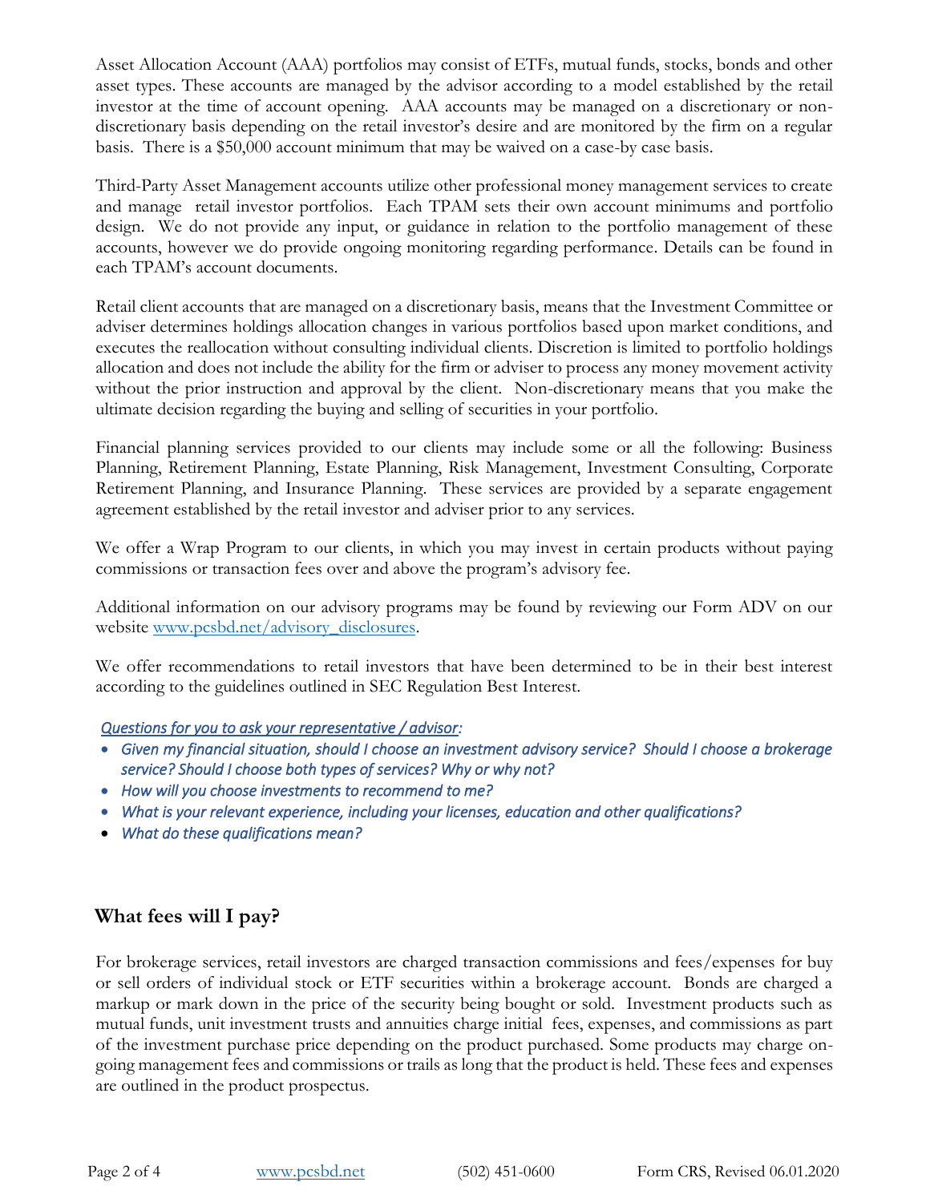Asset Allocation Account (AAA) portfolios may consist of ETFs, mutual funds, stocks, bonds and other asset types. These accounts are managed by the advisor according to a model established by the retail investor at the time of account opening. AAA accounts may be managed on a discretionary or non-discretionary basis depending on the retail investor's desire and are monitored by the firm on a regular basis. There is a $50,000 account minimum that may be waived on a case-by case basis.

Third-Party Asset Management accounts utilize other professional money management services to create and manage retail investor portfolios. Each TPAM sets their own account minimums and portfolio design. We do not provide any input, or guidance in relation to the portfolio management of these accounts, however we do provide ongoing monitoring regarding performance. Details can be found in each TPAM's account documents.

Retail client accounts that are managed on a discretionary basis, means that the Investment Committee or adviser determines holdings allocation changes in various portfolios based upon market conditions, and executes the reallocation without consulting individual clients. Discretion is limited to portfolio holdings allocation and does not include the ability for the firm or adviser to process any money movement activity without the prior instruction and approval by the client. Non-discretionary means that you make the ultimate decision regarding the buying and selling of securities in your portfolio.

Financial planning services provided to our clients may include some or all the following: Business Planning, Retirement Planning, Estate Planning, Risk Management, Investment Consulting, Corporate Retirement Planning, and Insurance Planning. These services are provided by a separate engagement agreement established by the retail investor and adviser prior to any services.

We offer a Wrap Program to our clients, in which you may invest in certain products without paying commissions or transaction fees over and above the program's advisory fee.

Additional information on our advisory programs may be found by reviewing our Form ADV on our website [www.pcsbd.net/advisory_disclosures](www.pcsbd.net/advisory_disclosures).

We offer recommendations to retail investors that have been determined to be in their best interest according to the guidelines outlined in SEC Regulation Best Interest.

*Questions for you to ask your representative / advisor:*

- *Given my financial situation, should I choose an investment advisory service? Should I choose a brokerage service? Should I choose both types of services? Why or why not?*
- *How will you choose investments to recommend to me?*
- *What is your relevant experience, including your licenses, education and other qualifications?*
- *What do these qualifications mean?*

## What fees will I pay?

For brokerage services, retail investors are charged transaction commissions and fees/expenses for buy or sell orders of individual stock or ETF securities within a brokerage account. Bonds are charged a markup or mark down in the price of the security being bought or sold. Investment products such as mutual funds, unit investment trusts and annuities charge initial fees, expenses, and commissions as part of the investment purchase price depending on the product purchased. Some products may charge on-going management fees and commissions or trails as long that the product is held. These fees and expenses are outlined in the product prospectus.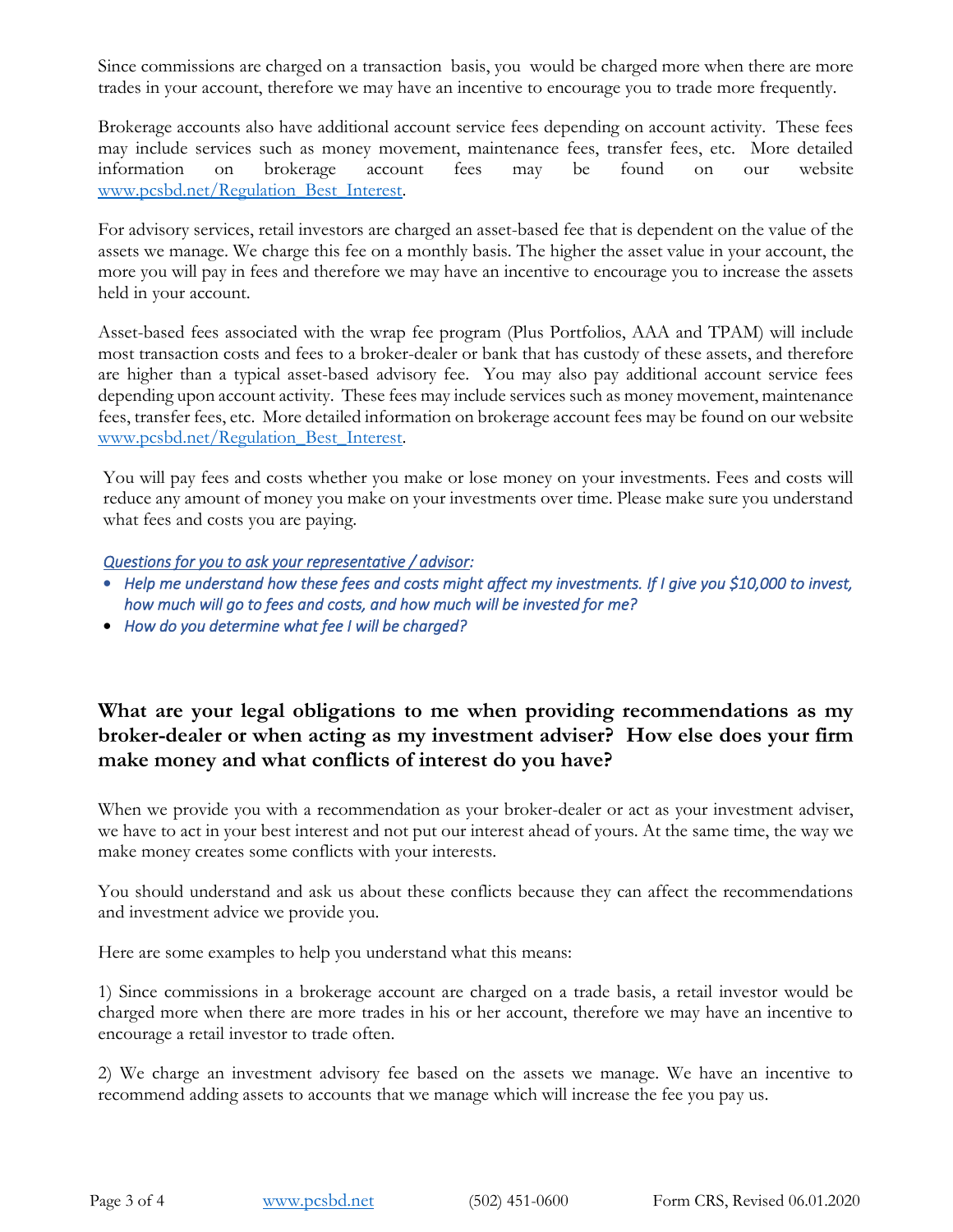Since commissions are charged on a transaction basis, you would be charged more when there are more trades in your account, therefore we may have an incentive to encourage you to trade more frequently.

Brokerage accounts also have additional account service fees depending on account activity. These fees may include services such as money movement, maintenance fees, transfer fees, etc. More detailed information on brokerage account fees may be found on our website [www.pcsbd.net/Regulation_Best_Interest](http://www.pcsbd.net/Regulation_Best_Interest).

For advisory services, retail investors are charged an asset-based fee that is dependent on the value of the assets we manage. We charge this fee on a monthly basis. The higher the asset value in your account, the more you will pay in fees and therefore we may have an incentive to encourage you to increase the assets held in your account.

Asset-based fees associated with the wrap fee program (Plus Portfolios, AAA and TPAM) will include most transaction costs and fees to a broker-dealer or bank that has custody of these assets, and therefore are higher than a typical asset-based advisory fee. You may also pay additional account service fees depending upon account activity. These fees may include services such as money movement, maintenance fees, transfer fees, etc. More detailed information on brokerage account fees may be found on our website [www.pcsbd.net/Regulation_Best_Interest](http://www.pcsbd.net/Regulation_Best_Interest).

You will pay fees and costs whether you make or lose money on your investments. Fees and costs will reduce any amount of money you make on your investments over time. Please make sure you understand what fees and costs you are paying.

*Questions for you to ask your representative / advisor:*

- *Help me understand how these fees and costs might affect my investments. If I give you $10,000 to invest, how much will go to fees and costs, and how much will be invested for me?*
- *How do you determine what fee I will be charged?*

## What are your legal obligations to me when providing recommendations as my broker-dealer or when acting as my investment adviser? How else does your firm make money and what conflicts of interest do you have?

When we provide you with a recommendation as your broker-dealer or act as your investment adviser, we have to act in your best interest and not put our interest ahead of yours. At the same time, the way we make money creates some conflicts with your interests.

You should understand and ask us about these conflicts because they can affect the recommendations and investment advice we provide you.

Here are some examples to help you understand what this means:

1) Since commissions in a brokerage account are charged on a trade basis, a retail investor would be charged more when there are more trades in his or her account, therefore we may have an incentive to encourage a retail investor to trade often.

2) We charge an investment advisory fee based on the assets we manage. We have an incentive to recommend adding assets to accounts that we manage which will increase the fee you pay us.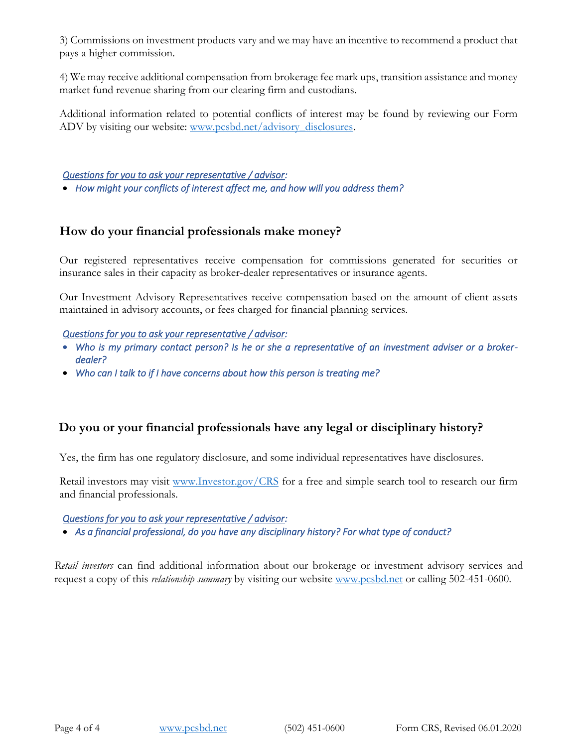3) Commissions on investment products vary and we may have an incentive to recommend a product that pays a higher commission.

4) We may receive additional compensation from brokerage fee mark ups, transition assistance and money market fund revenue sharing from our clearing firm and custodians.

Additional information related to potential conflicts of interest may be found by reviewing our Form ADV by visiting our website: [www.pcsbd.net/advisory_disclosures](http://www.pcsbd.net/advisory_disclosures).

*Questions for you to ask your representative / advisor:*

- *How might your conflicts of interest affect me, and how will you address them?*

## How do your financial professionals make money?

Our registered representatives receive compensation for commissions generated for securities or insurance sales in their capacity as broker-dealer representatives or insurance agents.

Our Investment Advisory Representatives receive compensation based on the amount of client assets maintained in advisory accounts, or fees charged for financial planning services.

*Questions for you to ask your representative / advisor:*

- *Who is my primary contact person? Is he or she a representative of an investment adviser or a broker-dealer?*
- *Who can I talk to if I have concerns about how this person is treating me?*

## Do you or your financial professionals have any legal or disciplinary history?

Yes, the firm has one regulatory disclosure, and some individual representatives have disclosures.

Retail investors may visit [www.Investor.gov/CRS](http://www.Investor.gov/CRS) for a free and simple search tool to research our firm and financial professionals.

*Questions for you to ask your representative / advisor:*

- *As a financial professional, do you have any disciplinary history? For what type of conduct?*

*Retail investors* can find additional information about our brokerage or investment advisory services and request a copy of this *relationship summary* by visiting our website [www.pcsbd.net](http://www.pcsbd.net) or calling 502-451-0600.